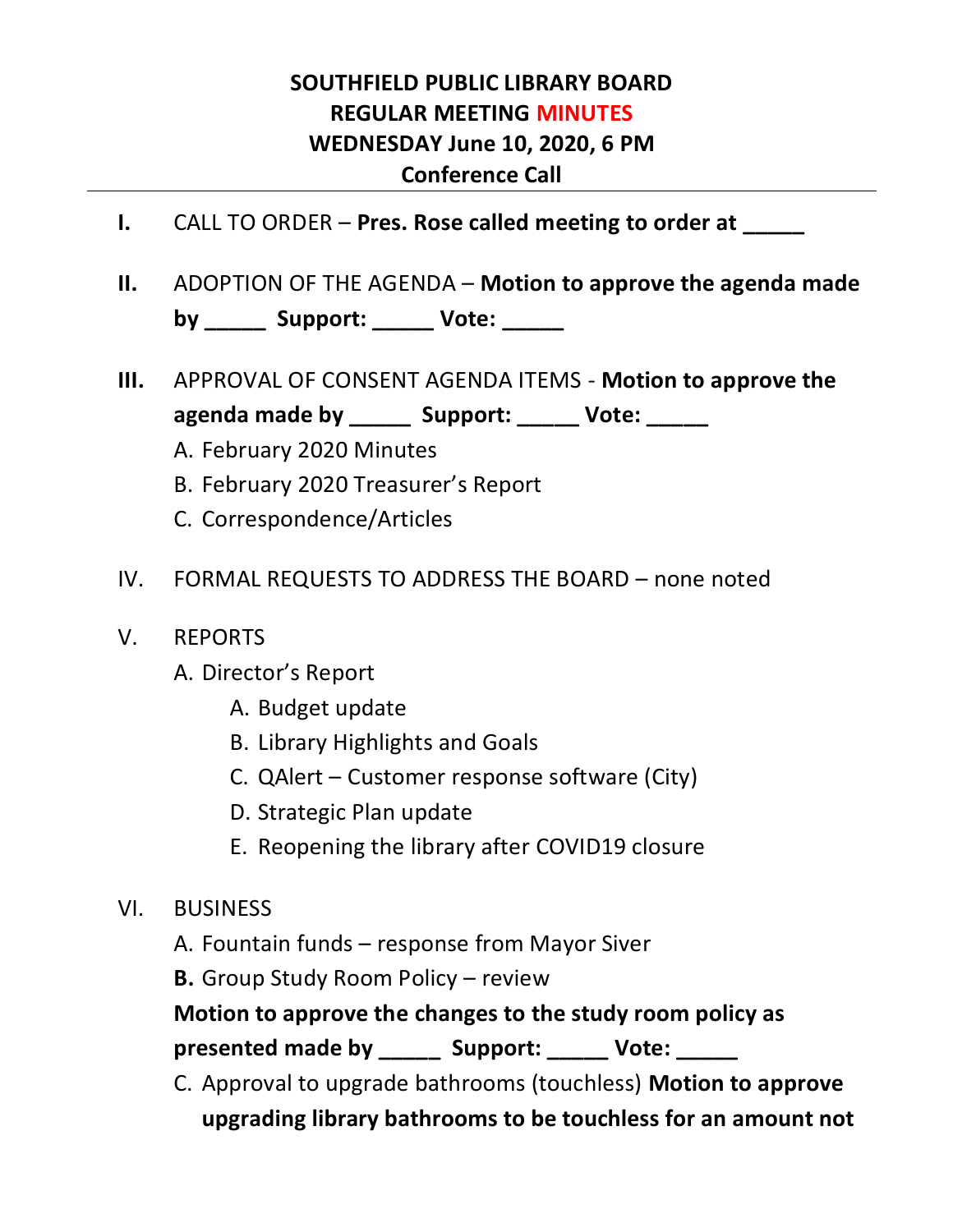**SOUTHFIELD PUBLIC LIBRARY BOARD**
**REGULAR MEETING MINUTES**
**WEDNESDAY June 10, 2020, 6 PM**
**Conference Call**

---

**I.** CALL TO ORDER – **Pres. Rose called meeting to order at _____**

**II.** ADOPTION OF THE AGENDA – **Motion to approve the agenda made by _____ Support: _____ Vote: _____**

**III.** APPROVAL OF CONSENT AGENDA ITEMS - **Motion to approve the agenda made by _____ Support: _____ Vote: _____**

A. February 2020 Minutes
B. February 2020 Treasurer's Report
C. Correspondence/Articles

IV. FORMAL REQUESTS TO ADDRESS THE BOARD – none noted

V. REPORTS

A. Director's Report
   A. Budget update
   B. Library Highlights and Goals
   C. QAlert – Customer response software (City)
   D. Strategic Plan update
   E. Reopening the library after COVID19 closure

VI. BUSINESS

A. Fountain funds – response from Mayor Siver
**B.** Group Study Room Policy – review
**Motion to approve the changes to the study room policy as presented made by _____ Support: _____ Vote: _____**
C. Approval to upgrade bathrooms (touchless) **Motion to approve upgrading library bathrooms to be touchless for an amount not**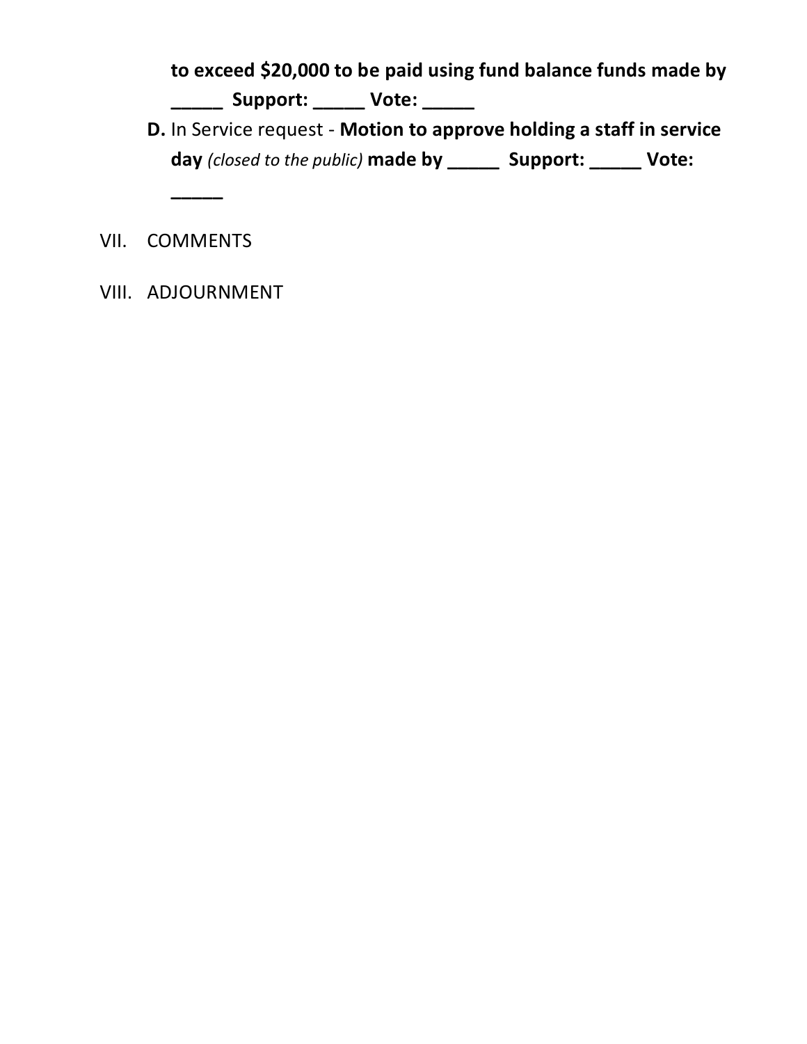**to exceed $20,000 to be paid using fund balance funds made by _____ Support: _____ Vote: _____**

**D.** In Service request - **Motion to approve holding a staff in service day** *(closed to the public)* **made by _____ Support: _____ Vote: _____**

VII. COMMENTS

VIII. ADJOURNMENT